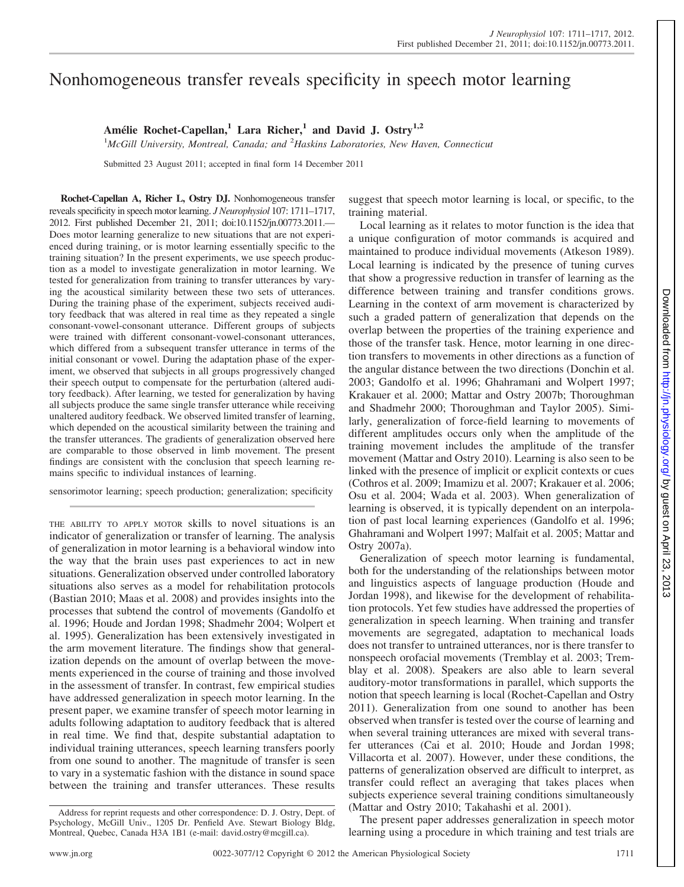# Nonhomogeneous transfer reveals specificity in speech motor learning

**Amélie Rochet-Capellan,[1] Lara Richer,[1] and David J. Ostry[1,2]**

[1]*McGill University, Montreal, Canada; and* [2]*Haskins Laboratories, New Haven, Connecticut*

Submitted 23 August 2011; accepted in final form 14 December 2011

**Rochet-Capellan A, Richer L, Ostry DJ.** Nonhomogeneous transfer reveals specificity in speech motor learning. *J Neurophysiol* 107: 1711–1717, 2012. First published December 21, 2011; doi:10.1152/jn.00773.2011.—Does motor learning generalize to new situations that are not experienced during training, or is motor learning essentially specific to the training situation? In the present experiments, we use speech production as a model to investigate generalization in motor learning. We tested for generalization from training to transfer utterances by varying the acoustical similarity between these two sets of utterances. During the training phase of the experiment, subjects received auditory feedback that was altered in real time as they repeated a single consonant-vowel-consonant utterance. Different groups of subjects were trained with different consonant-vowel-consonant utterances, which differed from a subsequent transfer utterance in terms of the initial consonant or vowel. During the adaptation phase of the experiment, we observed that subjects in all groups progressively changed their speech output to compensate for the perturbation (altered auditory feedback). After learning, we tested for generalization by having all subjects produce the same single transfer utterance while receiving unaltered auditory feedback. We observed limited transfer of learning, which depended on the acoustical similarity between the training and the transfer utterances. The gradients of generalization observed here are comparable to those observed in limb movement. The present findings are consistent with the conclusion that speech learning remains specific to individual instances of learning.

sensorimotor learning; speech production; generalization; specificity

THE ABILITY TO APPLY MOTOR skills to novel situations is an indicator of generalization or transfer of learning. The analysis of generalization in motor learning is a behavioral window into the way that the brain uses past experiences to act in new situations. Generalization observed under controlled laboratory situations also serves as a model for rehabilitation protocols (Bastian 2010; Maas et al. 2008) and provides insights into the processes that subtend the control of movements (Gandolfo et al. 1996; Houde and Jordan 1998; Shadmehr 2004; Wolpert et al. 1995). Generalization has been extensively investigated in the arm movement literature. The findings show that generalization depends on the amount of overlap between the movements experienced in the course of training and those involved in the assessment of transfer. In contrast, few empirical studies have addressed generalization in speech motor learning. In the present paper, we examine transfer of speech motor learning in adults following adaptation to auditory feedback that is altered in real time. We find that, despite substantial adaptation to individual training utterances, speech learning transfers poorly from one sound to another. The magnitude of transfer is seen to vary in a systematic fashion with the distance in sound space between the training and transfer utterances. These results suggest that speech motor learning is local, or specific, to the training material.

Local learning as it relates to motor function is the idea that a unique configuration of motor commands is acquired and maintained to produce individual movements (Atkeson 1989). Local learning is indicated by the presence of tuning curves that show a progressive reduction in transfer of learning as the difference between training and transfer conditions grows. Learning in the context of arm movement is characterized by such a graded pattern of generalization that depends on the overlap between the properties of the training experience and those of the transfer task. Hence, motor learning in one direction transfers to movements in other directions as a function of the angular distance between the two directions (Donchin et al. 2003; Gandolfo et al. 1996; Ghahramani and Wolpert 1997; Krakauer et al. 2000; Mattar and Ostry 2007b; Thoroughman and Shadmehr 2000; Thoroughman and Taylor 2005). Similarly, generalization of force-field learning to movements of different amplitudes occurs only when the amplitude of the training movement includes the amplitude of the transfer movement (Mattar and Ostry 2010). Learning is also seen to be linked with the presence of implicit or explicit contexts or cues (Cothros et al. 2009; Imamizu et al. 2007; Krakauer et al. 2006; Osu et al. 2004; Wada et al. 2003). When generalization of learning is observed, it is typically dependent on an interpolation of past local learning experiences (Gandolfo et al. 1996; Ghahramani and Wolpert 1997; Malfait et al. 2005; Mattar and Ostry 2007a).

Generalization of speech motor learning is fundamental, both for the understanding of the relationships between motor and linguistics aspects of language production (Houde and Jordan 1998), and likewise for the development of rehabilitation protocols. Yet few studies have addressed the properties of generalization in speech learning. When training and transfer movements are segregated, adaptation to mechanical loads does not transfer to untrained utterances, nor is there transfer to nonspeech orofacial movements (Tremblay et al. 2003; Tremblay et al. 2008). Speakers are also able to learn several auditory-motor transformations in parallel, which supports the notion that speech learning is local (Rochet-Capellan and Ostry 2011). Generalization from one sound to another has been observed when transfer is tested over the course of learning and when several training utterances are mixed with several transfer utterances (Cai et al. 2010; Houde and Jordan 1998; Villacorta et al. 2007). However, under these conditions, the patterns of generalization observed are difficult to interpret, as transfer could reflect an averaging that takes places when subjects experience several training conditions simultaneously (Mattar and Ostry 2010; Takahashi et al. 2001).

The present paper addresses generalization in speech motor learning using a procedure in which training and test trials are

Address for reprint requests and other correspondence: D. J. Ostry, Dept. of Psychology, McGill Univ., 1205 Dr. Penfield Ave. Stewart Biology Bldg, Montreal, Quebec, Canada H3A 1B1 (e-mail: david.ostry@mcgill.ca).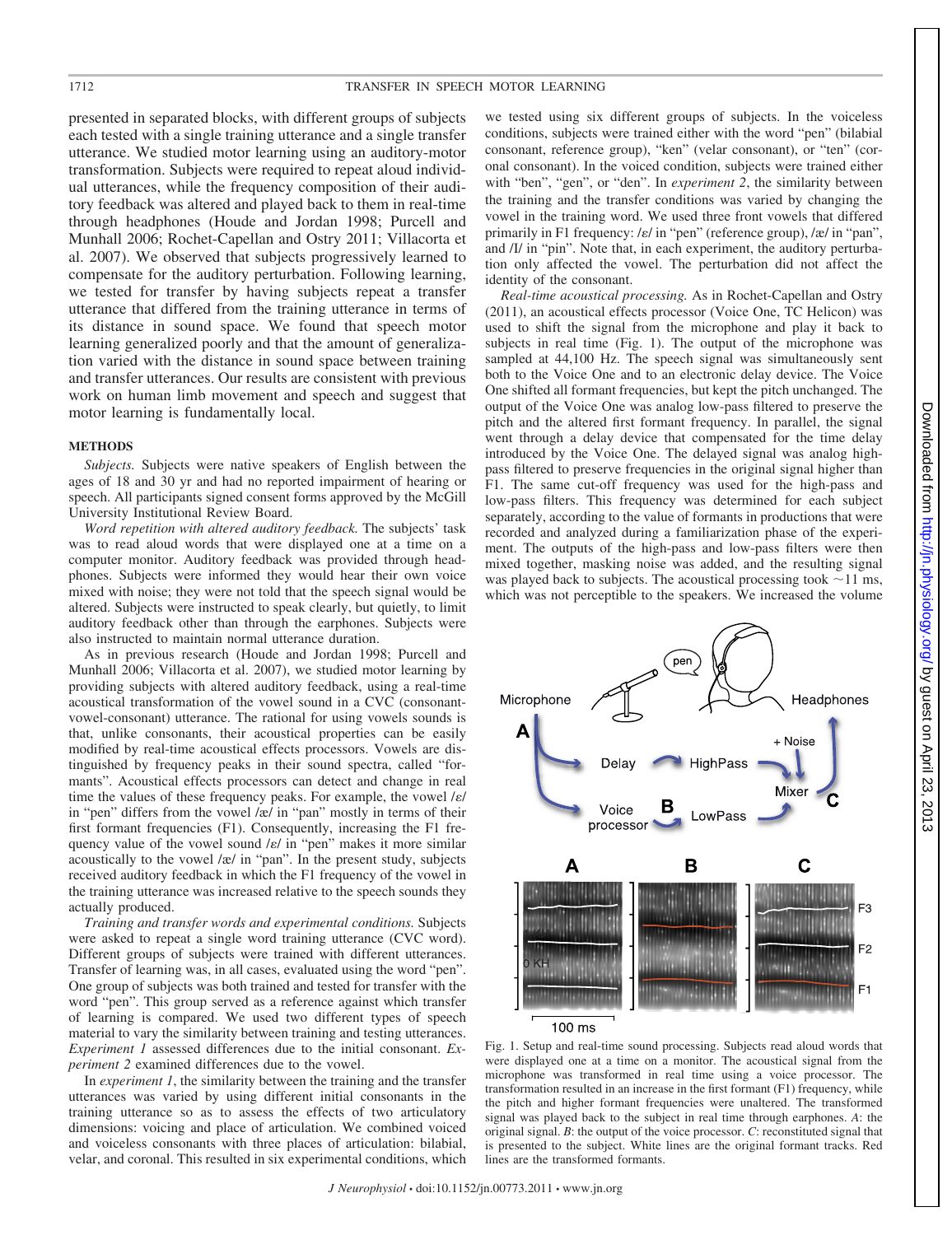presented in separated blocks, with different groups of subjects each tested with a single training utterance and a single transfer utterance. We studied motor learning using an auditory-motor transformation. Subjects were required to repeat aloud individual utterances, while the frequency composition of their auditory feedback was altered and played back to them in real-time through headphones (Houde and Jordan 1998; Purcell and Munhall 2006; Rochet-Capellan and Ostry 2011; Villacorta et al. 2007). We observed that subjects progressively learned to compensate for the auditory perturbation. Following learning, we tested for transfer by having subjects repeat a transfer utterance that differed from the training utterance in terms of its distance in sound space. We found that speech motor learning generalized poorly and that the amount of generalization varied with the distance in sound space between training and transfer utterances. Our results are consistent with previous work on human limb movement and speech and suggest that motor learning is fundamentally local.

## METHODS

*Subjects.* Subjects were native speakers of English between the ages of 18 and 30 yr and had no reported impairment of hearing or speech. All participants signed consent forms approved by the McGill University Institutional Review Board.

*Word repetition with altered auditory feedback.* The subjects' task was to read aloud words that were displayed one at a time on a computer monitor. Auditory feedback was provided through headphones. Subjects were informed they would hear their own voice mixed with noise; they were not told that the speech signal would be altered. Subjects were instructed to speak clearly, but quietly, to limit auditory feedback other than through the earphones. Subjects were also instructed to maintain normal utterance duration.

As in previous research (Houde and Jordan 1998; Purcell and Munhall 2006; Villacorta et al. 2007), we studied motor learning by providing subjects with altered auditory feedback, using a real-time acoustical transformation of the vowel sound in a CVC (consonant-vowel-consonant) utterance. The rational for using vowels sounds is that, unlike consonants, their acoustical properties can be easily modified by real-time acoustical effects processors. Vowels are distinguished by frequency peaks in their sound spectra, called "formants". Acoustical effects processors can detect and change in real time the values of these frequency peaks. For example, the vowel /ɛ/ in "pen" differs from the vowel /æ/ in "pan" mostly in terms of their first formant frequencies (F1). Consequently, increasing the F1 frequency value of the vowel sound /ɛ/ in "pen" makes it more similar acoustically to the vowel /æ/ in "pan". In the present study, subjects received auditory feedback in which the F1 frequency of the vowel in the training utterance was increased relative to the speech sounds they actually produced.

*Training and transfer words and experimental conditions.* Subjects were asked to repeat a single word training utterance (CVC word). Different groups of subjects were trained with different utterances. Transfer of learning was, in all cases, evaluated using the word "pen". One group of subjects was both trained and tested for transfer with the word "pen". This group served as a reference against which transfer of learning is compared. We used two different types of speech material to vary the similarity between training and testing utterances. *Experiment 1* assessed differences due to the initial consonant. *Experiment 2* examined differences due to the vowel.

In *experiment 1*, the similarity between the training and the transfer utterances was varied by using different initial consonants in the training utterance so as to assess the effects of two articulatory dimensions: voicing and place of articulation. We combined voiced and voiceless consonants with three places of articulation: bilabial, velar, and coronal. This resulted in six experimental conditions, which we tested using six different groups of subjects. In the voiceless conditions, subjects were trained either with the word "pen" (bilabial consonant, reference group), "ken" (velar consonant), or "ten" (coronal consonant). In the voiced condition, subjects were trained either with "ben", "gen", or "den". In *experiment 2*, the similarity between the training and the transfer conditions was varied by changing the vowel in the training word. We used three front vowels that differed primarily in F1 frequency: /ɛ/ in "pen" (reference group), /æ/ in "pan", and /ɪ/ in "pin". Note that, in each experiment, the auditory perturbation only affected the vowel. The perturbation did not affect the identity of the consonant.

*Real-time acoustical processing.* As in Rochet-Capellan and Ostry (2011), an acoustical effects processor (Voice One, TC Helicon) was used to shift the signal from the microphone and play it back to subjects in real time (Fig. 1). The output of the microphone was sampled at 44,100 Hz. The speech signal was simultaneously sent both to the Voice One and to an electronic delay device. The Voice One shifted all formant frequencies, but kept the pitch unchanged. The output of the Voice One was analog low-pass filtered to preserve the pitch and the altered first formant frequency. In parallel, the signal went through a delay device that compensated for the time delay introduced by the Voice One. The delayed signal was analog high-pass filtered to preserve frequencies in the original signal higher than F1. The same cut-off frequency was used for the high-pass and low-pass filters. This frequency was determined for each subject separately, according to the value of formants in productions that were recorded and analyzed during a familiarization phase of the experiment. The outputs of the high-pass and low-pass filters were then mixed together, masking noise was added, and the resulting signal was played back to subjects. The acoustical processing took ~11 ms, which was not perceptible to the speakers. We increased the volume

Fig. 1. Setup and real-time sound processing. Subjects read aloud words that were displayed one at a time on a monitor. The acoustical signal from the microphone was transformed in real time using a voice processor. The transformation resulted in an increase in the first formant (F1) frequency, while the pitch and higher formant frequencies were unaltered. The transformed signal was played back to the subject in real time through earphones. *A*: the original signal. *B*: the output of the voice processor. *C*: reconstituted signal that is presented to the subject. White lines are the original formant tracks. Red lines are the transformed formants.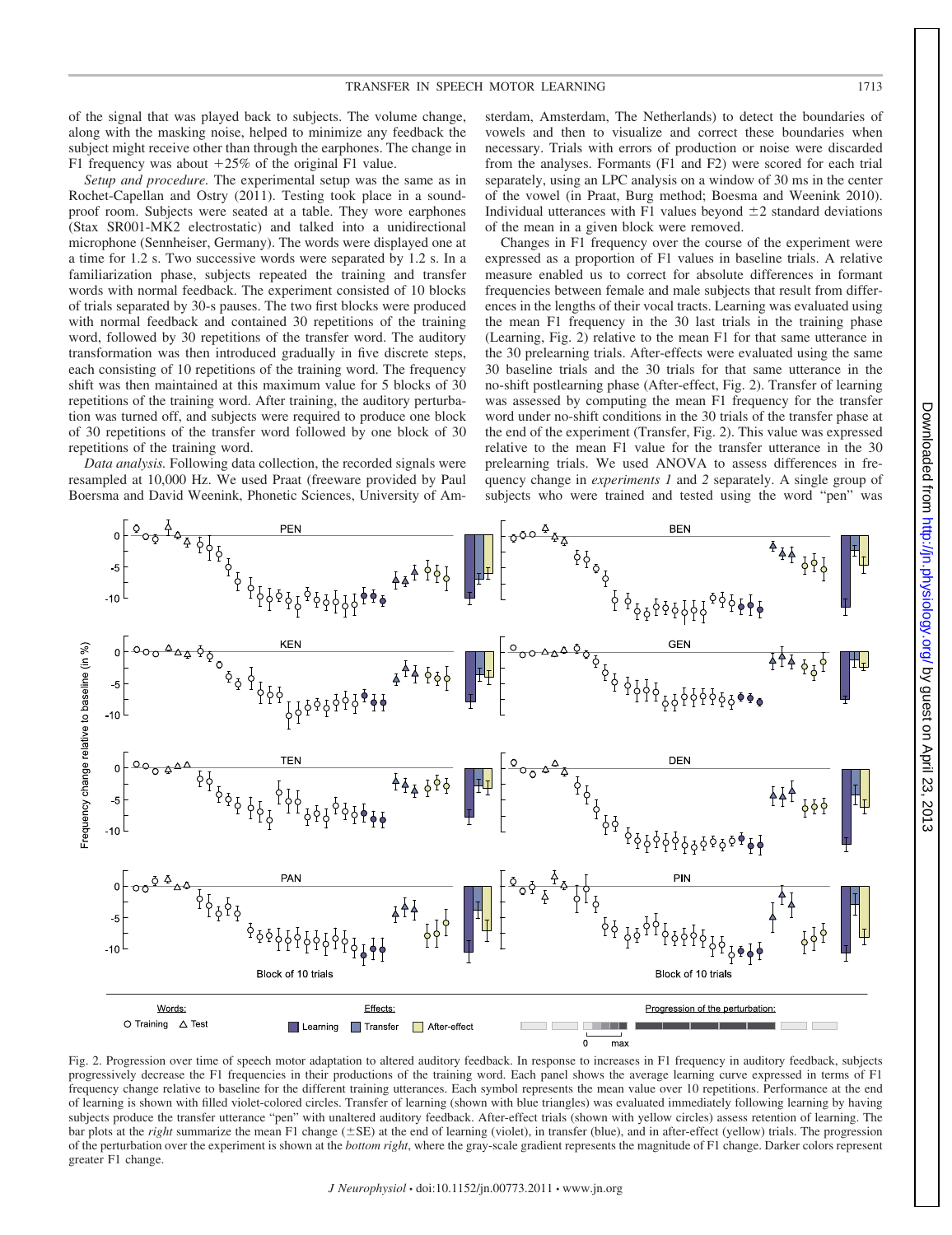of the signal that was played back to subjects. The volume change, along with the masking noise, helped to minimize any feedback the subject might receive other than through the earphones. The change in F1 frequency was about +25% of the original F1 value.

*Setup and procedure.* The experimental setup was the same as in Rochet-Capellan and Ostry (2011). Testing took place in a soundproof room. Subjects were seated at a table. They wore earphones (Stax SR001-MK2 electrostatic) and talked into a unidirectional microphone (Sennheiser, Germany). The words were displayed one at a time for 1.2 s. Two successive words were separated by 1.2 s. In a familiarization phase, subjects repeated the training and transfer words with normal feedback. The experiment consisted of 10 blocks of trials separated by 30-s pauses. The two first blocks were produced with normal feedback and contained 30 repetitions of the training word, followed by 30 repetitions of the transfer word. The auditory transformation was then introduced gradually in five discrete steps, each consisting of 10 repetitions of the training word. The frequency shift was then maintained at this maximum value for 5 blocks of 30 repetitions of the training word. After training, the auditory perturbation was turned off, and subjects were required to produce one block of 30 repetitions of the transfer word followed by one block of 30 repetitions of the training word.

*Data analysis.* Following data collection, the recorded signals were resampled at 10,000 Hz. We used Praat (freeware provided by Paul Boersma and David Weenink, Phonetic Sciences, University of Amsterdam, Amsterdam, The Netherlands) to detect the boundaries of vowels and then to visualize and correct these boundaries when necessary. Trials with errors of production or noise were discarded from the analyses. Formants (F1 and F2) were scored for each trial separately, using an LPC analysis on a window of 30 ms in the center of the vowel (in Praat, Burg method; Boesma and Weenink 2010). Individual utterances with F1 values beyond ±2 standard deviations of the mean in a given block were removed.

Changes in F1 frequency over the course of the experiment were expressed as a proportion of F1 values in baseline trials. A relative measure enabled us to correct for absolute differences in formant frequencies between female and male subjects that result from differences in the lengths of their vocal tracts. Learning was evaluated using the mean F1 frequency in the 30 last trials in the training phase (Learning, Fig. 2) relative to the mean F1 for that same utterance in the 30 prelearning trials. After-effects were evaluated using the same 30 baseline trials and the 30 trials for that same utterance in the no-shift postlearning phase (After-effect, Fig. 2). Transfer of learning was assessed by computing the mean F1 frequency for the transfer word under no-shift conditions in the 30 trials of the transfer phase at the end of the experiment (Transfer, Fig. 2). This value was expressed relative to the mean F1 value for the transfer utterance in the 30 prelearning trials. We used ANOVA to assess differences in frequency change in *experiments 1* and *2* separately. A single group of subjects who were trained and tested using the word "pen" was

Fig. 2. Progression over time of speech motor adaptation to altered auditory feedback. In response to increases in F1 frequency in auditory feedback, subjects progressively decrease the F1 frequencies in their productions of the training word. Each panel shows the average learning curve expressed in terms of F1 frequency change relative to baseline for the different training utterances. Each symbol represents the mean value over 10 repetitions. Performance at the end of learning is shown with filled violet-colored circles. Transfer of learning (shown with blue triangles) was evaluated immediately following learning by having subjects produce the transfer utterance "pen" with unaltered auditory feedback. After-effect trials (shown with yellow circles) assess retention of learning. The bar plots at the *right* summarize the mean F1 change (±SE) at the end of learning (violet), in transfer (blue), and in after-effect (yellow) trials. The progression of the perturbation over the experiment is shown at the *bottom right*, where the gray-scale gradient represents the magnitude of F1 change. Darker colors represent greater F1 change.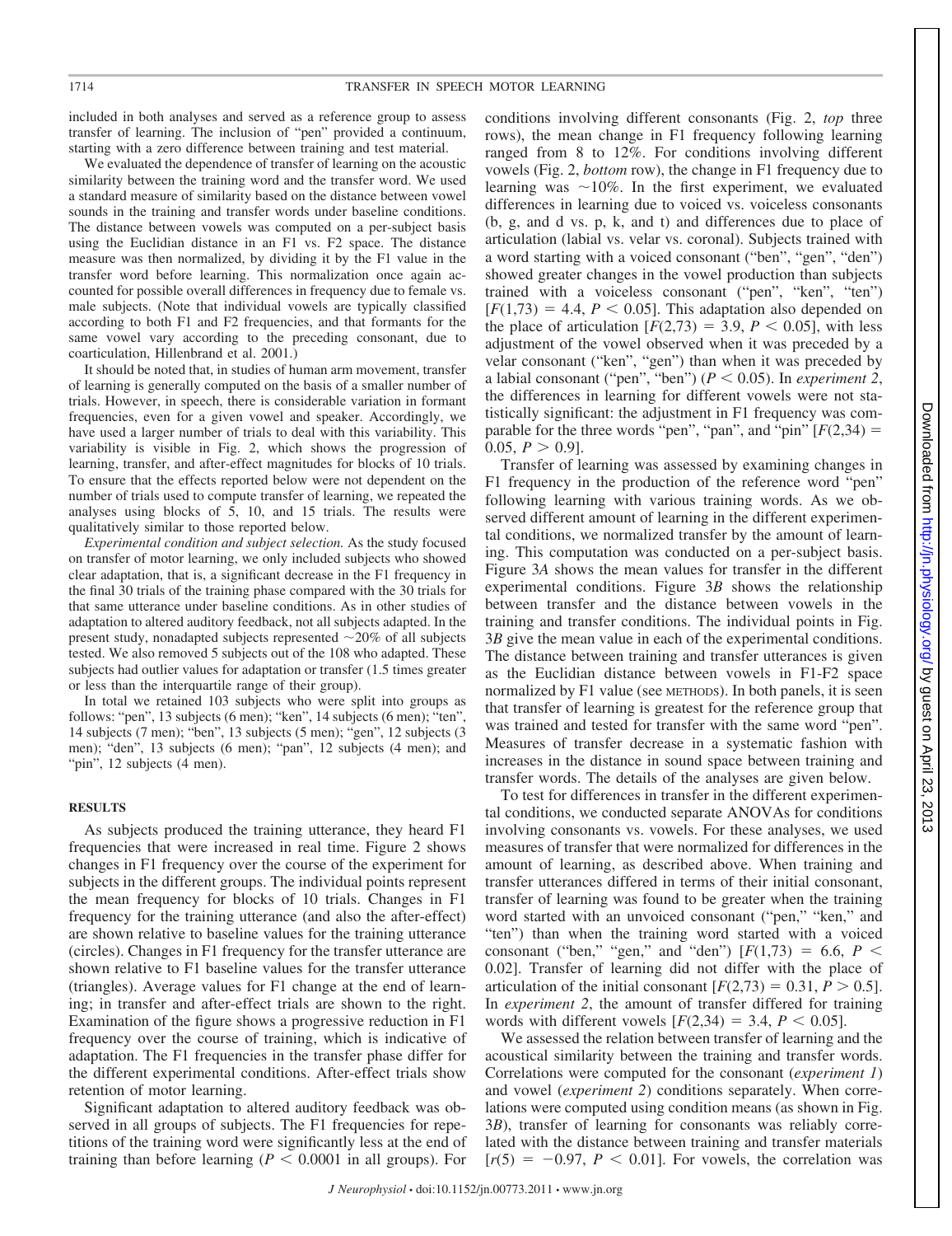included in both analyses and served as a reference group to assess transfer of learning. The inclusion of "pen" provided a continuum, starting with a zero difference between training and test material.

We evaluated the dependence of transfer of learning on the acoustic similarity between the training word and the transfer word. We used a standard measure of similarity based on the distance between vowel sounds in the training and transfer words under baseline conditions. The distance between vowels was computed on a per-subject basis using the Euclidian distance in an F1 vs. F2 space. The distance measure was then normalized, by dividing it by the F1 value in the transfer word before learning. This normalization once again accounted for possible overall differences in frequency due to female vs. male subjects. (Note that individual vowels are typically classified according to both F1 and F2 frequencies, and that formants for the same vowel vary according to the preceding consonant, due to coarticulation, Hillenbrand et al. 2001.)

It should be noted that, in studies of human arm movement, transfer of learning is generally computed on the basis of a smaller number of trials. However, in speech, there is considerable variation in formant frequencies, even for a given vowel and speaker. Accordingly, we have used a larger number of trials to deal with this variability. This variability is visible in Fig. 2, which shows the progression of learning, transfer, and after-effect magnitudes for blocks of 10 trials. To ensure that the effects reported below were not dependent on the number of trials used to compute transfer of learning, we repeated the analyses using blocks of 5, 10, and 15 trials. The results were qualitatively similar to those reported below.

*Experimental condition and subject selection.* As the study focused on transfer of motor learning, we only included subjects who showed clear adaptation, that is, a significant decrease in the F1 frequency in the final 30 trials of the training phase compared with the 30 trials for that same utterance under baseline conditions. As in other studies of adaptation to altered auditory feedback, not all subjects adapted. In the present study, nonadapted subjects represented ~20% of all subjects tested. We also removed 5 subjects out of the 108 who adapted. These subjects had outlier values for adaptation or transfer (1.5 times greater or less than the interquartile range of their group).

In total we retained 103 subjects who were split into groups as follows: "pen", 13 subjects (6 men); "ken", 14 subjects (6 men); "ten", 14 subjects (7 men); "ben", 13 subjects (5 men); "gen", 12 subjects (3 men); "den", 13 subjects (6 men); "pan", 12 subjects (4 men); and "pin", 12 subjects (4 men).

## RESULTS

As subjects produced the training utterance, they heard F1 frequencies that were increased in real time. Figure 2 shows changes in F1 frequency over the course of the experiment for subjects in the different groups. The individual points represent the mean frequency for blocks of 10 trials. Changes in F1 frequency for the training utterance (and also the after-effect) are shown relative to baseline values for the training utterance (circles). Changes in F1 frequency for the transfer utterance are shown relative to F1 baseline values for the transfer utterance (triangles). Average values for F1 change at the end of learning; in transfer and after-effect trials are shown to the right. Examination of the figure shows a progressive reduction in F1 frequency over the course of training, which is indicative of adaptation. The F1 frequencies in the transfer phase differ for the different experimental conditions. After-effect trials show retention of motor learning.

Significant adaptation to altered auditory feedback was observed in all groups of subjects. The F1 frequencies for repetitions of the training word were significantly less at the end of training than before learning ($P < 0.0001$ in all groups). For conditions involving different consonants (Fig. 2, *top* three rows), the mean change in F1 frequency following learning ranged from 8 to 12%. For conditions involving different vowels (Fig. 2, *bottom* row), the change in F1 frequency due to learning was ~10%. In the first experiment, we evaluated differences in learning due to voiced vs. voiceless consonants (b, g, and d vs. p, k, and t) and differences due to place of articulation (labial vs. velar vs. coronal). Subjects trained with a word starting with a voiced consonant ("ben", "gen", "den") showed greater changes in the vowel production than subjects trained with a voiceless consonant ("pen", "ken", "ten") [$F(1,73) = 4.4$, $P < 0.05$]. This adaptation also depended on the place of articulation [$F(2,73) = 3.9$, $P < 0.05$], with less adjustment of the vowel observed when it was preceded by a velar consonant ("ken", "gen") than when it was preceded by a labial consonant ("pen", "ben") ($P < 0.05$). In *experiment 2*, the differences in learning for different vowels were not statistically significant: the adjustment in F1 frequency was comparable for the three words "pen", "pan", and "pin" [$F(2,34) = 0.05$, $P > 0.9$].

Transfer of learning was assessed by examining changes in F1 frequency in the production of the reference word "pen" following learning with various training words. As we observed different amount of learning in the different experimental conditions, we normalized transfer by the amount of learning. This computation was conducted on a per-subject basis. Figure 3*A* shows the mean values for transfer in the different experimental conditions. Figure 3*B* shows the relationship between transfer and the distance between vowels in the training and transfer conditions. The individual points in Fig. 3*B* give the mean value in each of the experimental conditions. The distance between training and transfer utterances is given as the Euclidian distance between vowels in F1-F2 space normalized by F1 value (see METHODS). In both panels, it is seen that transfer of learning is greatest for the reference group that was trained and tested for transfer with the same word "pen". Measures of transfer decrease in a systematic fashion with increases in the distance in sound space between training and transfer words. The details of the analyses are given below.

To test for differences in transfer in the different experimental conditions, we conducted separate ANOVAs for conditions involving consonants vs. vowels. For these analyses, we used measures of transfer that were normalized for differences in the amount of learning, as described above. When training and transfer utterances differed in terms of their initial consonant, transfer of learning was found to be greater when the training word started with an unvoiced consonant ("pen," "ken," and "ten") than when the training word started with a voiced consonant ("ben," "gen," and "den") [$F(1,73) = 6.6$, $P < 0.02$]. Transfer of learning did not differ with the place of articulation of the initial consonant [$F(2,73) = 0.31$, $P > 0.5$]. In *experiment 2*, the amount of transfer differed for training words with different vowels [$F(2,34) = 3.4$, $P < 0.05$].

We assessed the relation between transfer of learning and the acoustical similarity between the training and transfer words. Correlations were computed for the consonant (*experiment 1*) and vowel (*experiment 2*) conditions separately. When correlations were computed using condition means (as shown in Fig. 3*B*), transfer of learning for consonants was reliably correlated with the distance between training and transfer materials [$r(5) = -0.97$, $P < 0.01$]. For vowels, the correlation was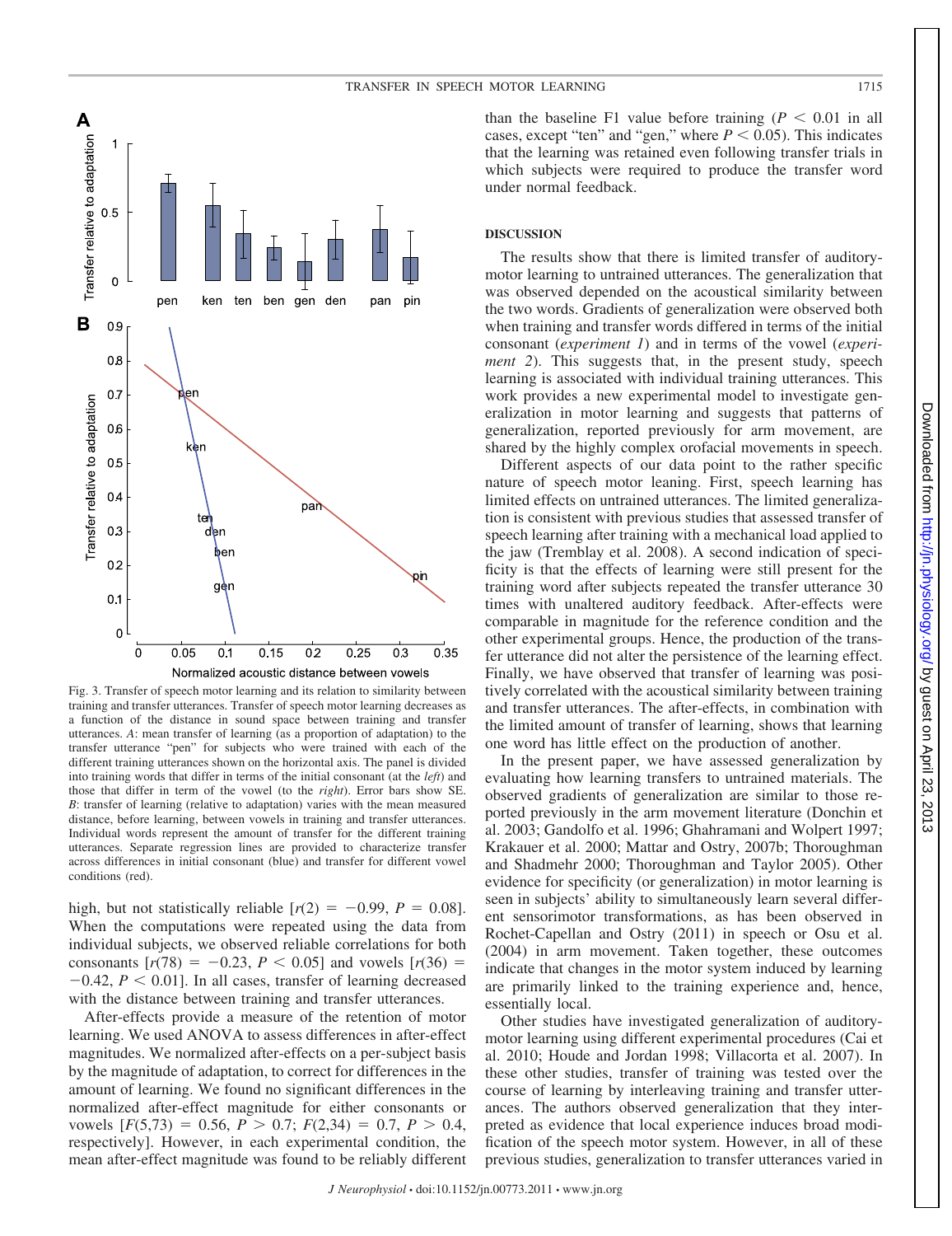Fig. 3. Transfer of speech motor learning and its relation to similarity between training and transfer utterances. Transfer of speech motor learning decreases as a function of the distance in sound space between training and transfer utterances. *A*: mean transfer of learning (as a proportion of adaptation) to the transfer utterance "pen" for subjects who were trained with each of the different training utterances shown on the horizontal axis. The panel is divided into training words that differ in terms of the initial consonant (at the *left*) and those that differ in term of the vowel (to the *right*). Error bars show SE. *B*: transfer of learning (relative to adaptation) varies with the mean measured distance, before learning, between vowels in training and transfer utterances. Individual words represent the amount of transfer for the different training utterances. Separate regression lines are provided to characterize transfer across differences in initial consonant (blue) and transfer for different vowel conditions (red).

high, but not statistically reliable [$r(2) = -0.99$, $P = 0.08$]. When the computations were repeated using the data from individual subjects, we observed reliable correlations for both consonants [$r(78) = -0.23$, $P < 0.05$] and vowels [$r(36) = -0.42$, $P < 0.01$]. In all cases, transfer of learning decreased with the distance between training and transfer utterances.

After-effects provide a measure of the retention of motor learning. We used ANOVA to assess differences in after-effect magnitudes. We normalized after-effects on a per-subject basis by the magnitude of adaptation, to correct for differences in the amount of learning. We found no significant differences in the normalized after-effect magnitude for either consonants or vowels [$F(5,73) = 0.56$, $P > 0.7$; $F(2,34) = 0.7$, $P > 0.4$, respectively]. However, in each experimental condition, the mean after-effect magnitude was found to be reliably different than the baseline F1 value before training ($P < 0.01$ in all cases, except "ten" and "gen," where $P < 0.05$). This indicates that the learning was retained even following transfer trials in which subjects were required to produce the transfer word under normal feedback.

## DISCUSSION

The results show that there is limited transfer of auditory-motor learning to untrained utterances. The generalization that was observed depended on the acoustical similarity between the two words. Gradients of generalization were observed both when training and transfer words differed in terms of the initial consonant (*experiment 1*) and in terms of the vowel (*experiment 2*). This suggests that, in the present study, speech learning is associated with individual training utterances. This work provides a new experimental model to investigate generalization in motor learning and suggests that patterns of generalization, reported previously for arm movement, are shared by the highly complex orofacial movements in speech.

Different aspects of our data point to the rather specific nature of speech motor leaning. First, speech learning has limited effects on untrained utterances. The limited generalization is consistent with previous studies that assessed transfer of speech learning after training with a mechanical load applied to the jaw (Tremblay et al. 2008). A second indication of specificity is that the effects of learning were still present for the training word after subjects repeated the transfer utterance 30 times with unaltered auditory feedback. After-effects were comparable in magnitude for the reference condition and the other experimental groups. Hence, the production of the transfer utterance did not alter the persistence of the learning effect. Finally, we have observed that transfer of learning was positively correlated with the acoustical similarity between training and transfer utterances. The after-effects, in combination with the limited amount of transfer of learning, shows that learning one word has little effect on the production of another.

In the present paper, we have assessed generalization by evaluating how learning transfers to untrained materials. The observed gradients of generalization are similar to those reported previously in the arm movement literature (Donchin et al. 2003; Gandolfo et al. 1996; Ghahramani and Wolpert 1997; Krakauer et al. 2000; Mattar and Ostry, 2007b; Thoroughman and Shadmehr 2000; Thoroughman and Taylor 2005). Other evidence for specificity (or generalization) in motor learning is seen in subjects' ability to simultaneously learn several different sensorimotor transformations, as has been observed in Rochet-Capellan and Ostry (2011) in speech or Osu et al. (2004) in arm movement. Taken together, these outcomes indicate that changes in the motor system induced by learning are primarily linked to the training experience and, hence, essentially local.

Other studies have investigated generalization of auditory-motor learning using different experimental procedures (Cai et al. 2010; Houde and Jordan 1998; Villacorta et al. 2007). In these other studies, transfer of training was tested over the course of learning by interleaving training and transfer utterances. The authors observed generalization that they interpreted as evidence that local experience induces broad modification of the speech motor system. However, in all of these previous studies, generalization to transfer utterances varied in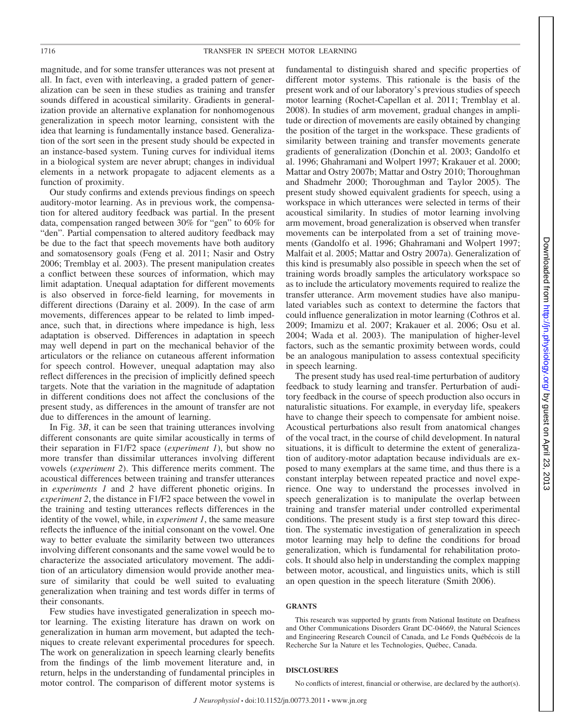magnitude, and for some transfer utterances was not present at all. In fact, even with interleaving, a graded pattern of generalization can be seen in these studies as training and transfer sounds differed in acoustical similarity. Gradients in generalization provide an alternative explanation for nonhomogenous generalization in speech motor learning, consistent with the idea that learning is fundamentally instance based. Generalization of the sort seen in the present study should be expected in an instance-based system. Tuning curves for individual items in a biological system are never abrupt; changes in individual elements in a network propagate to adjacent elements as a function of proximity.

Our study confirms and extends previous findings on speech auditory-motor learning. As in previous work, the compensation for altered auditory feedback was partial. In the present data, compensation ranged between 30% for "gen" to 60% for "den". Partial compensation to altered auditory feedback may be due to the fact that speech movements have both auditory and somatosensory goals (Feng et al. 2011; Nasir and Ostry 2006; Tremblay et al. 2003). The present manipulation creates a conflict between these sources of information, which may limit adaptation. Unequal adaptation for different movements is also observed in force-field learning, for movements in different directions (Darainy et al. 2009). In the case of arm movements, differences appear to be related to limb impedance, such that, in directions where impedance is high, less adaptation is observed. Differences in adaptation in speech may well depend in part on the mechanical behavior of the articulators or the reliance on cutaneous afferent information for speech control. However, unequal adaptation may also reflect differences in the precision of implicitly defined speech targets. Note that the variation in the magnitude of adaptation in different conditions does not affect the conclusions of the present study, as differences in the amount of transfer are not due to differences in the amount of learning.

In Fig. 3*B*, it can be seen that training utterances involving different consonants are quite similar acoustically in terms of their separation in F1/F2 space (*experiment 1*), but show no more transfer than dissimilar utterances involving different vowels (*experiment 2*). This difference merits comment. The acoustical differences between training and transfer utterances in *experiments 1* and *2* have different phonetic origins. In *experiment 2*, the distance in F1/F2 space between the vowel in the training and testing utterances reflects differences in the identity of the vowel, while, in *experiment 1*, the same measure reflects the influence of the initial consonant on the vowel. One way to better evaluate the similarity between two utterances involving different consonants and the same vowel would be to characterize the associated articulatory movement. The addition of an articulatory dimension would provide another measure of similarity that could be well suited to evaluating generalization when training and test words differ in terms of their consonants.

Few studies have investigated generalization in speech motor learning. The existing literature has drawn on work on generalization in human arm movement, but adapted the techniques to create relevant experimental procedures for speech. The work on generalization in speech learning clearly benefits from the findings of the limb movement literature and, in return, helps in the understanding of fundamental principles in motor control. The comparison of different motor systems is fundamental to distinguish shared and specific properties of different motor systems. This rationale is the basis of the present work and of our laboratory's previous studies of speech motor learning (Rochet-Capellan et al. 2011; Tremblay et al. 2008). In studies of arm movement, gradual changes in amplitude or direction of movements are easily obtained by changing the position of the target in the workspace. These gradients of similarity between training and transfer movements generate gradients of generalization (Donchin et al. 2003; Gandolfo et al. 1996; Ghahramani and Wolpert 1997; Krakauer et al. 2000; Mattar and Ostry 2007b; Mattar and Ostry 2010; Thoroughman and Shadmehr 2000; Thoroughman and Taylor 2005). The present study showed equivalent gradients for speech, using a workspace in which utterances were selected in terms of their acoustical similarity. In studies of motor learning involving arm movement, broad generalization is observed when transfer movements can be interpolated from a set of training movements (Gandolfo et al. 1996; Ghahramani and Wolpert 1997; Malfait et al. 2005; Mattar and Ostry 2007a). Generalization of this kind is presumably also possible in speech when the set of training words broadly samples the articulatory workspace so as to include the articulatory movements required to realize the transfer utterance. Arm movement studies have also manipulated variables such as context to determine the factors that could influence generalization in motor learning (Cothros et al. 2009; Imamizu et al. 2007; Krakauer et al. 2006; Osu et al. 2004; Wada et al. 2003). The manipulation of higher-level factors, such as the semantic proximity between words, could be an analogous manipulation to assess contextual specificity in speech learning.

The present study has used real-time perturbation of auditory feedback to study learning and transfer. Perturbation of auditory feedback in the course of speech production also occurs in naturalistic situations. For example, in everyday life, speakers have to change their speech to compensate for ambient noise. Acoustical perturbations also result from anatomical changes of the vocal tract, in the course of child development. In natural situations, it is difficult to determine the extent of generalization of auditory-motor adaptation because individuals are exposed to many exemplars at the same time, and thus there is a constant interplay between repeated practice and novel experience. One way to understand the processes involved in speech generalization is to manipulate the overlap between training and transfer material under controlled experimental conditions. The present study is a first step toward this direction. The systematic investigation of generalization in speech motor learning may help to define the conditions for broad generalization, which is fundamental for rehabilitation protocols. It should also help in understanding the complex mapping between motor, acoustical, and linguistics units, which is still an open question in the speech literature (Smith 2006).

## GRANTS

This research was supported by grants from National Institute on Deafness and Other Communications Disorders Grant DC-04669, the Natural Sciences and Engineering Research Council of Canada, and Le Fonds Québécois de la Recherche Sur la Nature et les Technologies, Québec, Canada.

## DISCLOSURES

No conflicts of interest, financial or otherwise, are declared by the author(s).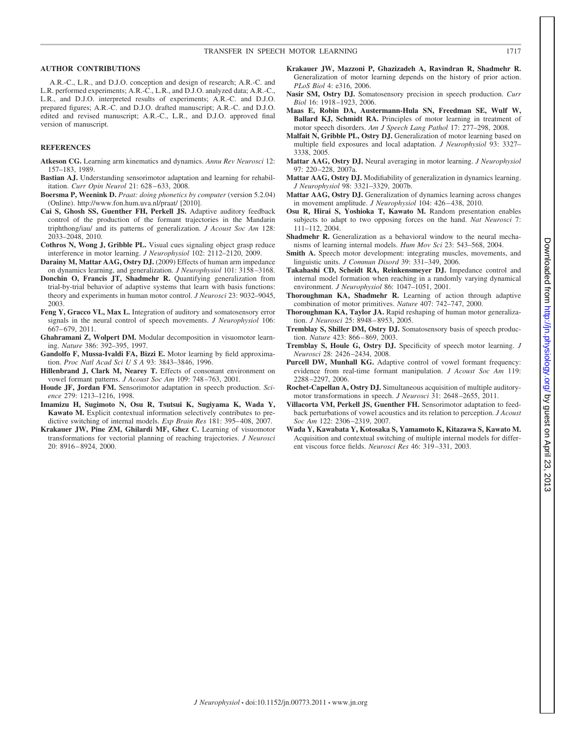## AUTHOR CONTRIBUTIONS

A.R.-C., L.R., and D.J.O. conception and design of research; A.R.-C. and L.R. performed experiments; A.R.-C., L.R., and D.J.O. analyzed data; A.R.-C., L.R., and D.J.O. interpreted results of experiments; A.R.-C. and D.J.O. prepared figures; A.R.-C. and D.J.O. drafted manuscript; A.R.-C. and D.J.O. edited and revised manuscript; A.R.-C., L.R., and D.J.O. approved final version of manuscript.

## REFERENCES

**Atkeson CG.** Learning arm kinematics and dynamics. *Annu Rev Neurosci* 12: 157–183, 1989.

**Bastian AJ.** Understanding sensorimotor adaptation and learning for rehabilitation. *Curr Opin Neurol* 21: 628–633, 2008.

**Boersma P, Weenink D.** *Praat: doing phonetics by computer* (version 5.2.04) (Online). http://www.fon.hum.uva.nl/praat/ [2010].

**Cai S, Ghosh SS, Guenther FH, Perkell JS.** Adaptive auditory feedback control of the production of the formant trajectories in the Mandarin triphthong/iau/ and its patterns of generalization. *J Acoust Soc Am* 128: 2033–2048, 2010.

**Cothros N, Wong J, Gribble PL.** Visual cues signaling object grasp reduce interference in motor learning. *J Neurophysiol* 102: 2112–2120, 2009.

**Darainy M, Mattar AAG, Ostry DJ.** (2009) Effects of human arm impedance on dynamics learning, and generalization. *J Neurophysiol* 101: 3158–3168.

**Donchin O, Francis JT, Shadmehr R.** Quantifying generalization from trial-by-trial behavior of adaptive systems that learn with basis functions: theory and experiments in human motor control. *J Neurosci* 23: 9032–9045, 2003.

**Feng Y, Gracco VL, Max L.** Integration of auditory and somatosensory error signals in the neural control of speech movements. *J Neurophysiol* 106: 667–679, 2011.

**Ghahramani Z, Wolpert DM.** Modular decomposition in visuomotor learning. *Nature* 386: 392–395, 1997.

**Gandolfo F, Mussa-Ivaldi FA, Bizzi E.** Motor learning by field approximation. *Proc Natl Acad Sci U S A* 93: 3843–3846, 1996.

**Hillenbrand J, Clark M, Nearey T.** Effects of consonant environment on vowel formant patterns. *J Acoust Soc Am* 109: 748–763, 2001.

**Houde JF, Jordan FM.** Sensorimotor adaptation in speech production. *Science* 279: 1213–1216, 1998.

**Imamizu H, Sugimoto N, Osu R, Tsutsui K, Sugiyama K, Wada Y, Kawato M.** Explicit contextual information selectively contributes to predictive switching of internal models. *Exp Brain Res* 181: 395–408, 2007.

**Krakauer JW, Pine ZM, Ghilardi MF, Ghez C.** Learning of visuomotor transformations for vectorial planning of reaching trajectories. *J Neurosci* 20: 8916–8924, 2000.

**Krakauer JW, Mazzoni P, Ghazizadeh A, Ravindran R, Shadmehr R.** Generalization of motor learning depends on the history of prior action. *PLoS Biol* 4: e316, 2006.

**Nasir SM, Ostry DJ.** Somatosensory precision in speech production. *Curr Biol* 16: 1918–1923, 2006.

**Maas E, Robin DA, Austermann-Hula SN, Freedman SE, Wulf W, Ballard KJ, Schmidt RA.** Principles of motor learning in treatment of motor speech disorders. *Am J Speech Lang Pathol* 17: 277–298, 2008.

**Malfait N, Gribble PL, Ostry DJ.** Generalization of motor learning based on multiple field exposures and local adaptation. *J Neurophysiol* 93: 3327–3338, 2005.

**Mattar AAG, Ostry DJ.** Neural averaging in motor learning. *J Neurophysiol* 97: 220–228, 2007a.

**Mattar AAG, Ostry DJ.** Modifiability of generalization in dynamics learning. *J Neurophysiol* 98: 3321–3329, 2007b.

**Mattar AAG, Ostry DJ.** Generalization of dynamics learning across changes in movement amplitude. *J Neurophysiol* 104: 426–438, 2010.

**Osu R, Hirai S, Yoshioka T, Kawato M.** Random presentation enables subjects to adapt to two opposing forces on the hand. *Nat Neurosci* 7: 111–112, 2004.

**Shadmehr R.** Generalization as a behavioral window to the neural mechanisms of learning internal models. *Hum Mov Sci* 23: 543–568, 2004.

**Smith A.** Speech motor development: integrating muscles, movements, and linguistic units. *J Commun Disord* 39: 331–349, 2006.

**Takahashi CD, Scheidt RA, Reinkensmeyer DJ.** Impedance control and internal model formation when reaching in a randomly varying dynamical environment. *J Neurophysiol* 86: 1047–1051, 2001.

**Thoroughman KA, Shadmehr R.** Learning of action through adaptive combination of motor primitives. *Nature* 407: 742–747, 2000.

**Thoroughman KA, Taylor JA.** Rapid reshaping of human motor generalization. *J Neurosci* 25: 8948–8953, 2005.

**Tremblay S, Shiller DM, Ostry DJ.** Somatosensory basis of speech production. *Nature* 423: 866–869, 2003.

**Tremblay S, Houle G, Ostry DJ.** Specificity of speech motor learning. *J Neurosci* 28: 2426–2434, 2008.

**Purcell DW, Munhall KG.** Adaptive control of vowel formant frequency: evidence from real-time formant manipulation. *J Acoust Soc Am* 119: 2288–2297, 2006.

**Rochet-Capellan A, Ostry DJ.** Simultaneous acquisition of multiple auditory-motor transformations in speech. *J Neurosci* 31: 2648–2655, 2011.

**Villacorta VM, Perkell JS, Guenther FH.** Sensorimotor adaptation to feedback perturbations of vowel acoustics and its relation to perception. *J Acoust Soc Am* 122: 2306–2319, 2007.

**Wada Y, Kawabata Y, Kotosaka S, Yamamoto K, Kitazawa S, Kawato M.** Acquisition and contextual switching of multiple internal models for different viscous force fields. *Neurosci Res* 46: 319–331, 2003.